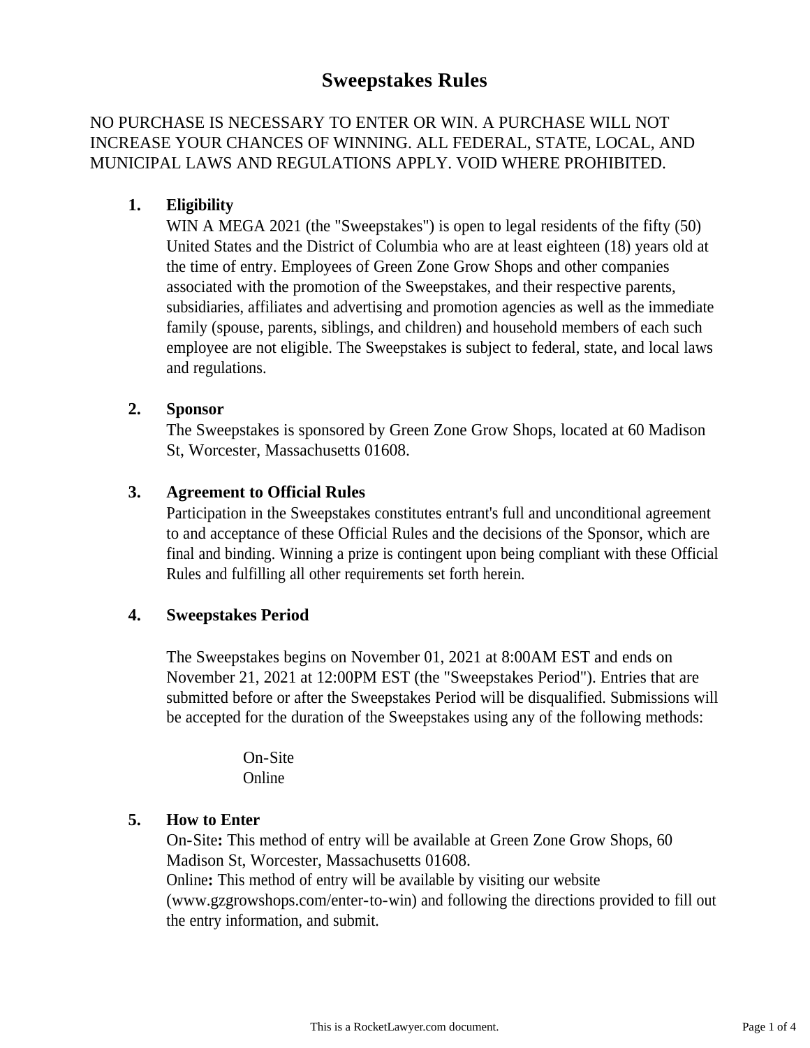# Sweepstakes Rules

NO PURCHASE IS NECESSARY TO ENTER OR WIN. A PURCHASE WILL NOT INCREASE YOUR CHANCES OF WINNING. ALL FEDERAL, STATE, LOCAL, AND MUNICIPAL LAWS AND REGULATIONS APPLY. VOID WHERE PROHIBITED.

## 1. Eligibility

WIN A MEGA 2021 (the "Sweepstakes") is open to legal residents of the fifty (50) United States and the District of Columbia who are at least eighteen (18) years old at the time of entry. Employees of Green Zone Grow Shops and other companies associated with the promotion of the Sweepstakes, and their respective parents, subsidiaries, affiliates and advertising and promotion agencies as well as the immediate family (spouse, parents, siblings, and children) and household members of each such employee are not eligible. The Sweepstakes is subject to federal, state, and local laws and regulations.

## 2. Sponsor

The Sweepstakes is sponsored by Green Zone Grow Shops, located at 60 Madison St, Worcester, Massachusetts 01608.

## 3. Agreement to Official Rules

Participation in the Sweepstakes constitutes entrant's full and unconditional agreement to and acceptance of these Official Rules and the decisions of the Sponsor, which are final and binding. Winning a prize is contingent upon being compliant with these Official Rules and fulfilling all other requirements set forth herein.

## 4. Sweepstakes Period

The Sweepstakes begins on November 01, 2021 at 8:00AM EST and ends on November 21, 2021 at 12:00PM EST (the "Sweepstakes Period"). Entries that are submitted before or after the Sweepstakes Period will be disqualified. Submissions will be accepted for the duration of the Sweepstakes using any of the following methods:

On-Site
Online

## 5. How to Enter

On-Site**:** This method of entry will be available at Green Zone Grow Shops, 60 Madison St, Worcester, Massachusetts 01608.
Online**:** This method of entry will be available by visiting our website (www.gzgrowshops.com/enter-to-win) and following the directions provided to fill out the entry information, and submit.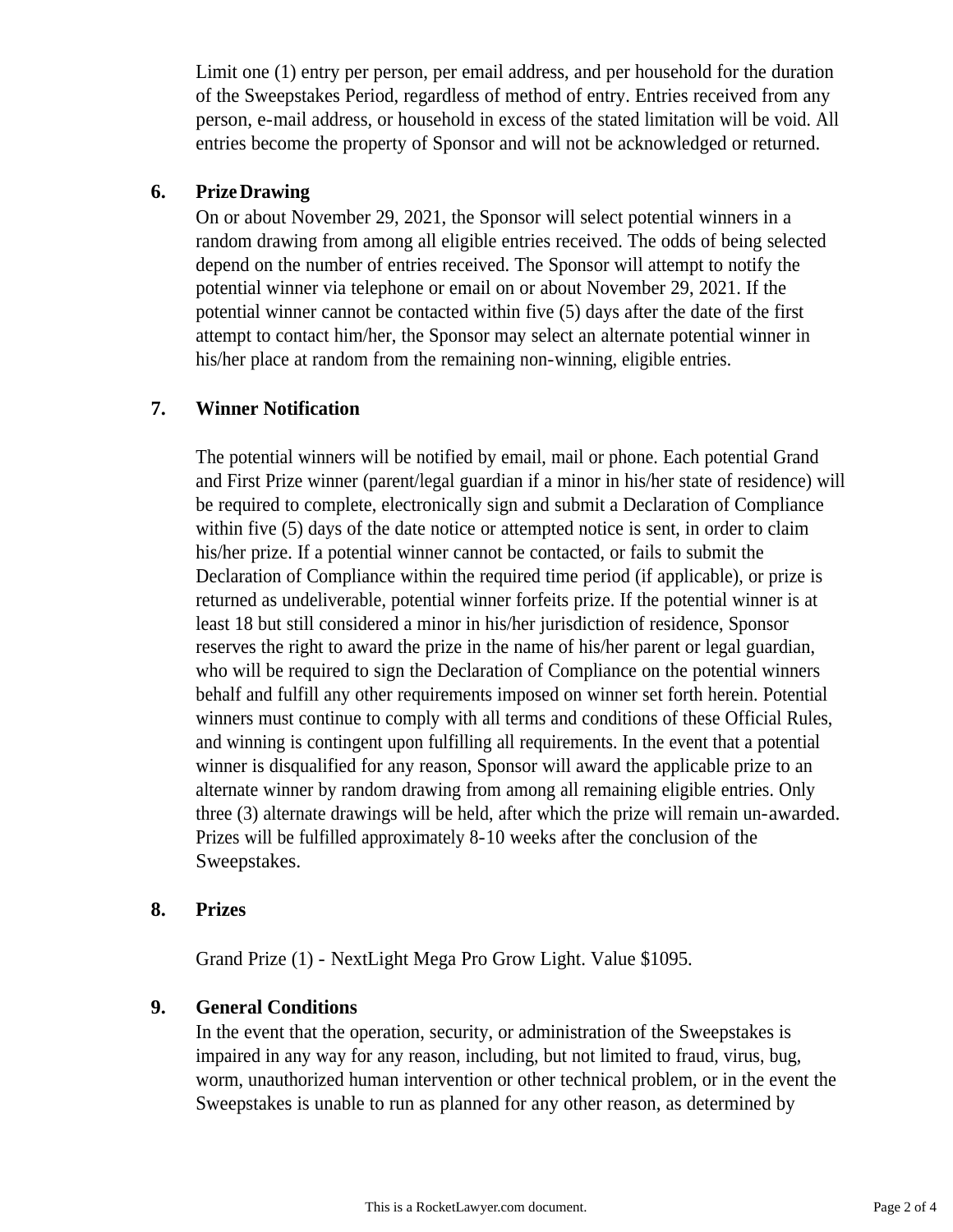Limit one (1) entry per person, per email address, and per household for the duration of the Sweepstakes Period, regardless of method of entry. Entries received from any person, e-mail address, or household in excess of the stated limitation will be void. All entries become the property of Sponsor and will not be acknowledged or returned.

## 6. Prize Drawing

On or about November 29, 2021, the Sponsor will select potential winners in a random drawing from among all eligible entries received. The odds of being selected depend on the number of entries received. The Sponsor will attempt to notify the potential winner via telephone or email on or about November 29, 2021. If the potential winner cannot be contacted within five (5) days after the date of the first attempt to contact him/her, the Sponsor may select an alternate potential winner in his/her place at random from the remaining non-winning, eligible entries.

## 7. Winner Notification

The potential winners will be notified by email, mail or phone. Each potential Grand and First Prize winner (parent/legal guardian if a minor in his/her state of residence) will be required to complete, electronically sign and submit a Declaration of Compliance within five (5) days of the date notice or attempted notice is sent, in order to claim his/her prize. If a potential winner cannot be contacted, or fails to submit the Declaration of Compliance within the required time period (if applicable), or prize is returned as undeliverable, potential winner forfeits prize. If the potential winner is at least 18 but still considered a minor in his/her jurisdiction of residence, Sponsor reserves the right to award the prize in the name of his/her parent or legal guardian, who will be required to sign the Declaration of Compliance on the potential winners behalf and fulfill any other requirements imposed on winner set forth herein. Potential winners must continue to comply with all terms and conditions of these Official Rules, and winning is contingent upon fulfilling all requirements. In the event that a potential winner is disqualified for any reason, Sponsor will award the applicable prize to an alternate winner by random drawing from among all remaining eligible entries. Only three (3) alternate drawings will be held, after which the prize will remain un-awarded. Prizes will be fulfilled approximately 8-10 weeks after the conclusion of the Sweepstakes.

## 8. Prizes

Grand Prize (1) - NextLight Mega Pro Grow Light. Value $1095.

## 9. General Conditions

In the event that the operation, security, or administration of the Sweepstakes is impaired in any way for any reason, including, but not limited to fraud, virus, bug, worm, unauthorized human intervention or other technical problem, or in the event the Sweepstakes is unable to run as planned for any other reason, as determined by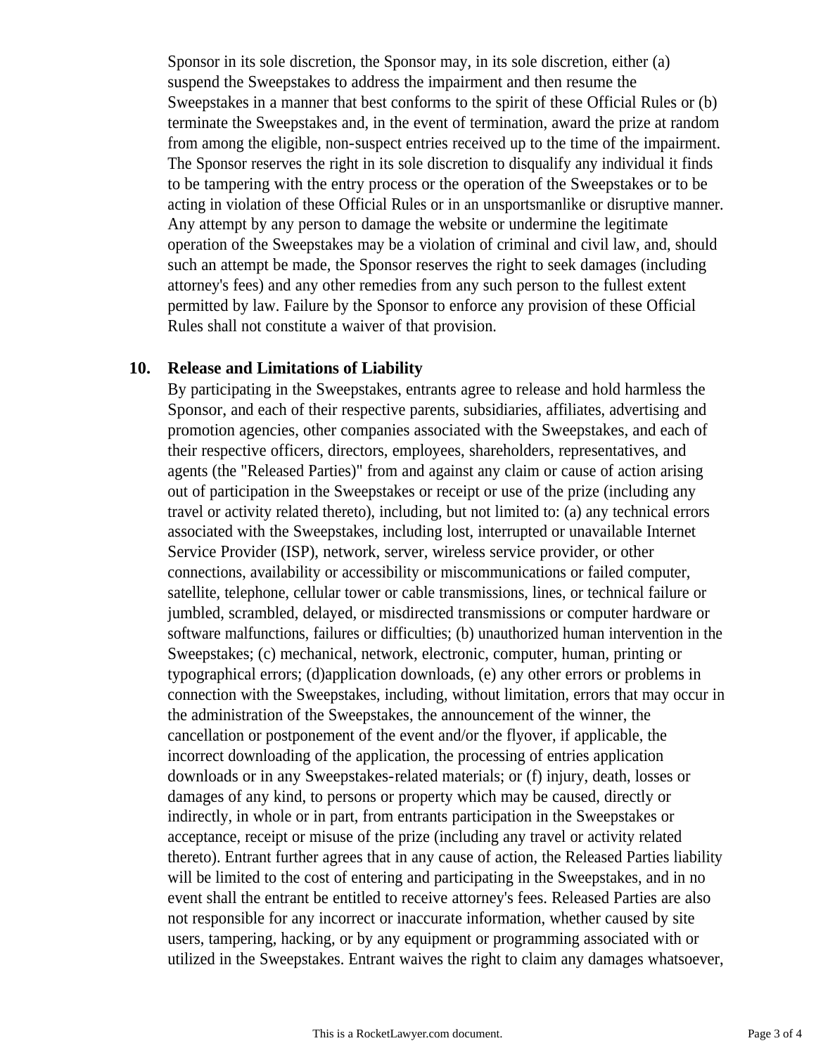Sponsor in its sole discretion, the Sponsor may, in its sole discretion, either (a) suspend the Sweepstakes to address the impairment and then resume the Sweepstakes in a manner that best conforms to the spirit of these Official Rules or (b) terminate the Sweepstakes and, in the event of termination, award the prize at random from among the eligible, non-suspect entries received up to the time of the impairment. The Sponsor reserves the right in its sole discretion to disqualify any individual it finds to be tampering with the entry process or the operation of the Sweepstakes or to be acting in violation of these Official Rules or in an unsportsmanlike or disruptive manner. Any attempt by any person to damage the website or undermine the legitimate operation of the Sweepstakes may be a violation of criminal and civil law, and, should such an attempt be made, the Sponsor reserves the right to seek damages (including attorney's fees) and any other remedies from any such person to the fullest extent permitted by law. Failure by the Sponsor to enforce any provision of these Official Rules shall not constitute a waiver of that provision.

**10. Release and Limitations of Liability**

By participating in the Sweepstakes, entrants agree to release and hold harmless the Sponsor, and each of their respective parents, subsidiaries, affiliates, advertising and promotion agencies, other companies associated with the Sweepstakes, and each of their respective officers, directors, employees, shareholders, representatives, and agents (the "Released Parties)" from and against any claim or cause of action arising out of participation in the Sweepstakes or receipt or use of the prize (including any travel or activity related thereto), including, but not limited to: (a) any technical errors associated with the Sweepstakes, including lost, interrupted or unavailable Internet Service Provider (ISP), network, server, wireless service provider, or other connections, availability or accessibility or miscommunications or failed computer, satellite, telephone, cellular tower or cable transmissions, lines, or technical failure or jumbled, scrambled, delayed, or misdirected transmissions or computer hardware or software malfunctions, failures or difficulties; (b) unauthorized human intervention in the Sweepstakes; (c) mechanical, network, electronic, computer, human, printing or typographical errors; (d)application downloads, (e) any other errors or problems in connection with the Sweepstakes, including, without limitation, errors that may occur in the administration of the Sweepstakes, the announcement of the winner, the cancellation or postponement of the event and/or the flyover, if applicable, the incorrect downloading of the application, the processing of entries application downloads or in any Sweepstakes-related materials; or (f) injury, death, losses or damages of any kind, to persons or property which may be caused, directly or indirectly, in whole or in part, from entrants participation in the Sweepstakes or acceptance, receipt or misuse of the prize (including any travel or activity related thereto). Entrant further agrees that in any cause of action, the Released Parties liability will be limited to the cost of entering and participating in the Sweepstakes, and in no event shall the entrant be entitled to receive attorney's fees. Released Parties are also not responsible for any incorrect or inaccurate information, whether caused by site users, tampering, hacking, or by any equipment or programming associated with or utilized in the Sweepstakes. Entrant waives the right to claim any damages whatsoever,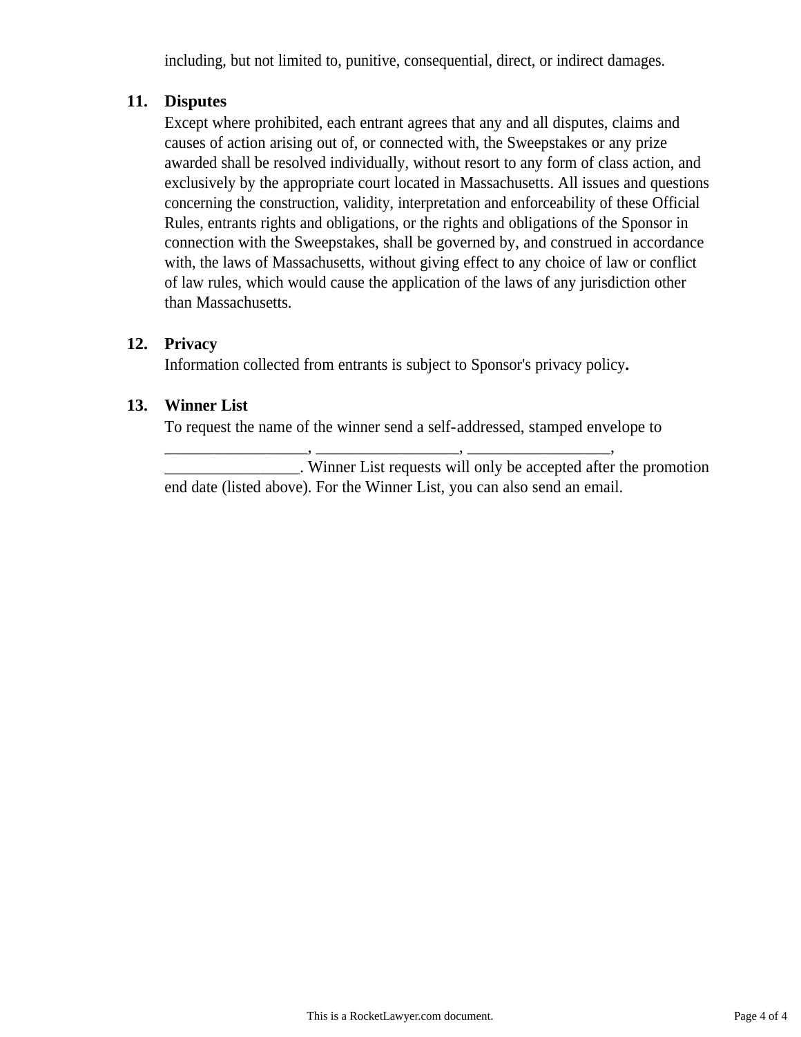including, but not limited to, punitive, consequential, direct, or indirect damages.

11. **Disputes**
Except where prohibited, each entrant agrees that any and all disputes, claims and causes of action arising out of, or connected with, the Sweepstakes or any prize awarded shall be resolved individually, without resort to any form of class action, and exclusively by the appropriate court located in Massachusetts. All issues and questions concerning the construction, validity, interpretation and enforceability of these Official Rules, entrants rights and obligations, or the rights and obligations of the Sponsor in connection with the Sweepstakes, shall be governed by, and construed in accordance with, the laws of Massachusetts, without giving effect to any choice of law or conflict of law rules, which would cause the application of the laws of any jurisdiction other than Massachusetts.

12. **Privacy**
Information collected from entrants is subject to Sponsor's privacy policy**.**

13. **Winner List**
To request the name of the winner send a self-addressed, stamped envelope to _________________, _________________, _________________, ________________. Winner List requests will only be accepted after the promotion end date (listed above). For the Winner List, you can also send an email.